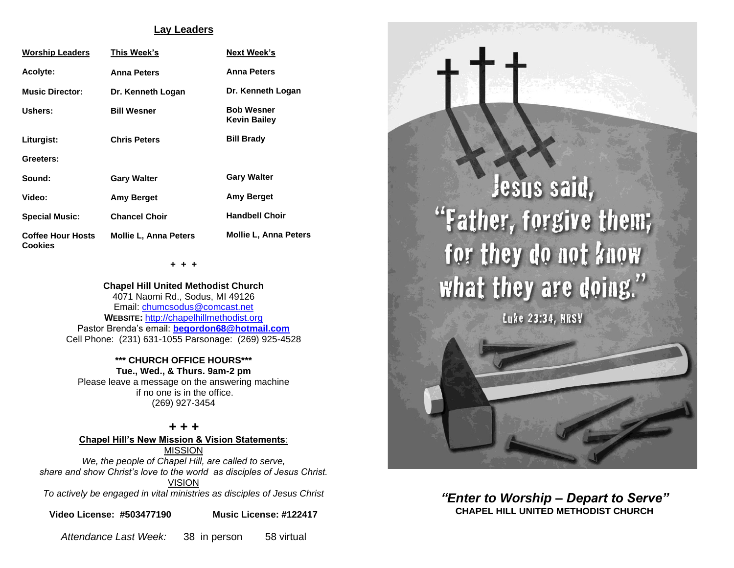## Lay Leaders

| Worship Leaders | This Week's | Next Week's |
|---|---|---|
| Acolyte: | Anna Peters | Anna Peters |
| Music Director: | Dr. Kenneth Logan | Dr. Kenneth Logan |
| Ushers: | Bill Wesner | Bob Wesner<br>Kevin Bailey |
| Liturgist: | Chris Peters | Bill Brady |
| Greeters: | | |
| Sound: | Gary Walter | Gary Walter |
| Video: | Amy Berget | Amy Berget |
| Special Music: | Chancel Choir | Handbell Choir |
| Coffee Hour Hosts Cookies | Mollie L, Anna Peters | Mollie L, Anna Peters |

+ + +

**Chapel Hill United Methodist Church**
4071 Naomi Rd., Sodus, MI 49126
Email: chumcsodus@comcast.net
**WEBSITE:** http://chapelhillmethodist.org
Pastor Brenda's email: **begordon68@hotmail.com**
Cell Phone: (231) 631-1055 Parsonage: (269) 925-4528

**\*\*\* CHURCH OFFICE HOURS\*\*\***
**Tue., Wed., & Thurs. 9am-2 pm**
Please leave a message on the answering machine
if no one is in the office.
(269) 927-3454

+ + +

**Chapel Hill's New Mission & Vision Statements**:

MISSION

*We, the people of Chapel Hill, are called to serve, share and show Christ's love to the world as disciples of Jesus Christ.*

VISION

*To actively be engaged in vital ministries as disciples of Jesus Christ*

**Video License: #503477190** **Music License: #122417**

*Attendance Last Week:* 38 in person 58 virtual

Jesus said, "Father, forgive them; for they do not know what they are doing."

Luke 23:34, NRSV

***"Enter to Worship – Depart to Serve"***
**CHAPEL HILL UNITED METHODIST CHURCH**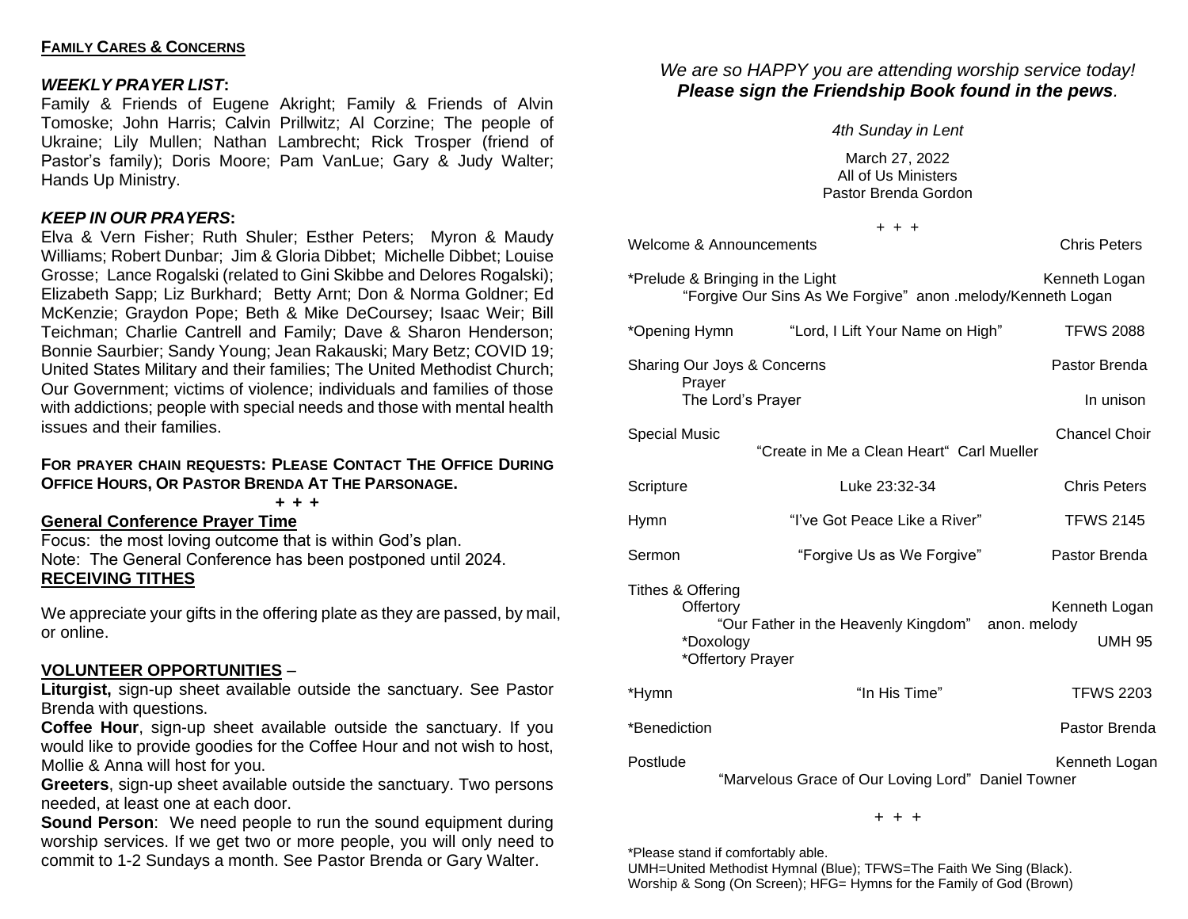**FAMILY CARES & CONCERNS**

***WEEKLY PRAYER LIST*:**
Family & Friends of Eugene Akright; Family & Friends of Alvin Tomoske; John Harris; Calvin Prillwitz; Al Corzine; The people of Ukraine; Lily Mullen; Nathan Lambrecht; Rick Trosper (friend of Pastor's family); Doris Moore; Pam VanLue; Gary & Judy Walter; Hands Up Ministry.

***KEEP IN OUR PRAYERS*:**
Elva & Vern Fisher; Ruth Shuler; Esther Peters; Myron & Maudy Williams; Robert Dunbar; Jim & Gloria Dibbet; Michelle Dibbet; Louise Grosse; Lance Rogalski (related to Gini Skibbe and Delores Rogalski); Elizabeth Sapp; Liz Burkhard; Betty Arnt; Don & Norma Goldner; Ed McKenzie; Graydon Pope; Beth & Mike DeCoursey; Isaac Weir; Bill Teichman; Charlie Cantrell and Family; Dave & Sharon Henderson; Bonnie Saurbier; Sandy Young; Jean Rakauski; Mary Betz; COVID 19; United States Military and their families; The United Methodist Church; Our Government; victims of violence; individuals and families of those with addictions; people with special needs and those with mental health issues and their families.

**FOR PRAYER CHAIN REQUESTS: PLEASE CONTACT THE OFFICE DURING OFFICE HOURS, OR PASTOR BRENDA AT THE PARSONAGE.**

**+ + +**

**General Conference Prayer Time**

Focus: the most loving outcome that is within God's plan.
Note: The General Conference has been postponed until 2024.

**RECEIVING TITHES**

We appreciate your gifts in the offering plate as they are passed, by mail, or online.

**VOLUNTEER OPPORTUNITIES** –

**Liturgist,** sign-up sheet available outside the sanctuary. See Pastor Brenda with questions.

**Coffee Hour**, sign-up sheet available outside the sanctuary. If you would like to provide goodies for the Coffee Hour and not wish to host, Mollie & Anna will host for you.

**Greeters**, sign-up sheet available outside the sanctuary. Two persons needed, at least one at each door.

**Sound Person**: We need people to run the sound equipment during worship services. If we get two or more people, you will only need to commit to 1-2 Sundays a month. See Pastor Brenda or Gary Walter.

*We are so HAPPY you are attending worship service today!*
***Please sign the Friendship Book found in the pews.***

*4th Sunday in Lent*

March 27, 2022
All of Us Ministers
Pastor Brenda Gordon

+ + +

Welcome & Announcements — Chris Peters

*Prelude & Bringing in the Light — Kenneth Logan
"Forgive Our Sins As We Forgive" anon .melody/Kenneth Logan

*Opening Hymn — "Lord, I Lift Your Name on High" — TFWS 2088

Sharing Our Joys & Concerns — Pastor Brenda
Prayer
The Lord's Prayer — In unison

Special Music — Chancel Choir
"Create in Me a Clean Heart" Carl Mueller

Scripture — Luke 23:32-34 — Chris Peters

Hymn — "I've Got Peace Like a River" — TFWS 2145

Sermon — "Forgive Us as We Forgive" — Pastor Brenda

Tithes & Offering
Offertory — Kenneth Logan
"Our Father in the Heavenly Kingdom" anon. melody
*Doxology — UMH 95
*Offertory Prayer

*Hymn — "In His Time" — TFWS 2203

*Benediction — Pastor Brenda

Postlude — Kenneth Logan
"Marvelous Grace of Our Loving Lord" Daniel Towner

+ + +

*Please stand if comfortably able.
UMH=United Methodist Hymnal (Blue); TFWS=The Faith We Sing (Black).
Worship & Song (On Screen); HFG= Hymns for the Family of God (Brown)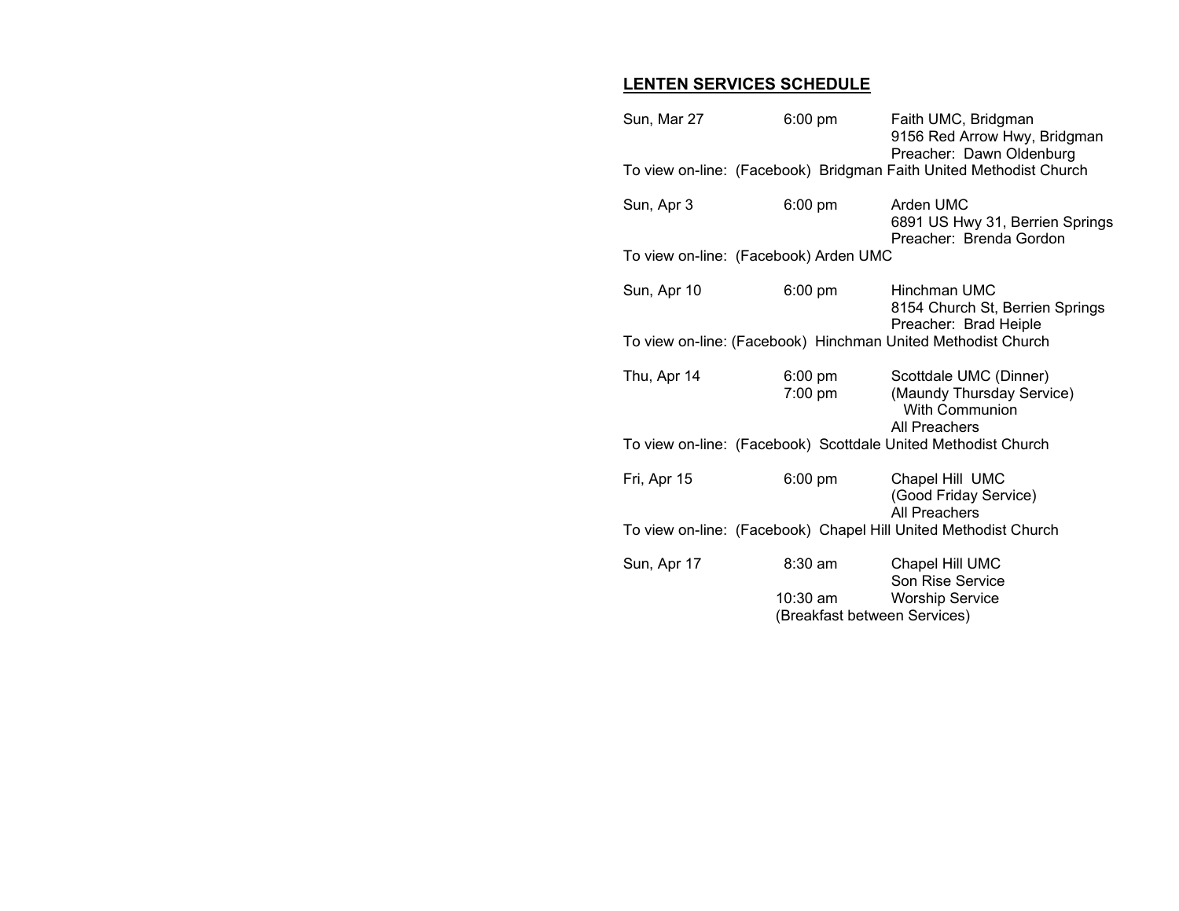## LENTEN SERVICES SCHEDULE

Sun, Mar 27 — 6:00 pm — Faith UMC, Bridgman
9156 Red Arrow Hwy, Bridgman
Preacher: Dawn Oldenburg
To view on-line: (Facebook) Bridgman Faith United Methodist Church

Sun, Apr 3 — 6:00 pm — Arden UMC
6891 US Hwy 31, Berrien Springs
Preacher: Brenda Gordon
To view on-line: (Facebook) Arden UMC

Sun, Apr 10 — 6:00 pm — Hinchman UMC
8154 Church St, Berrien Springs
Preacher: Brad Heiple
To view on-line: (Facebook) Hinchman United Methodist Church

Thu, Apr 14 — 6:00 pm — Scottdale UMC (Dinner)
7:00 pm — (Maundy Thursday Service)
With Communion
All Preachers
To view on-line: (Facebook) Scottdale United Methodist Church

Fri, Apr 15 — 6:00 pm — Chapel Hill UMC
(Good Friday Service)
All Preachers
To view on-line: (Facebook) Chapel Hill United Methodist Church

Sun, Apr 17 — 8:30 am — Chapel Hill UMC
Son Rise Service
10:30 am — Worship Service
(Breakfast between Services)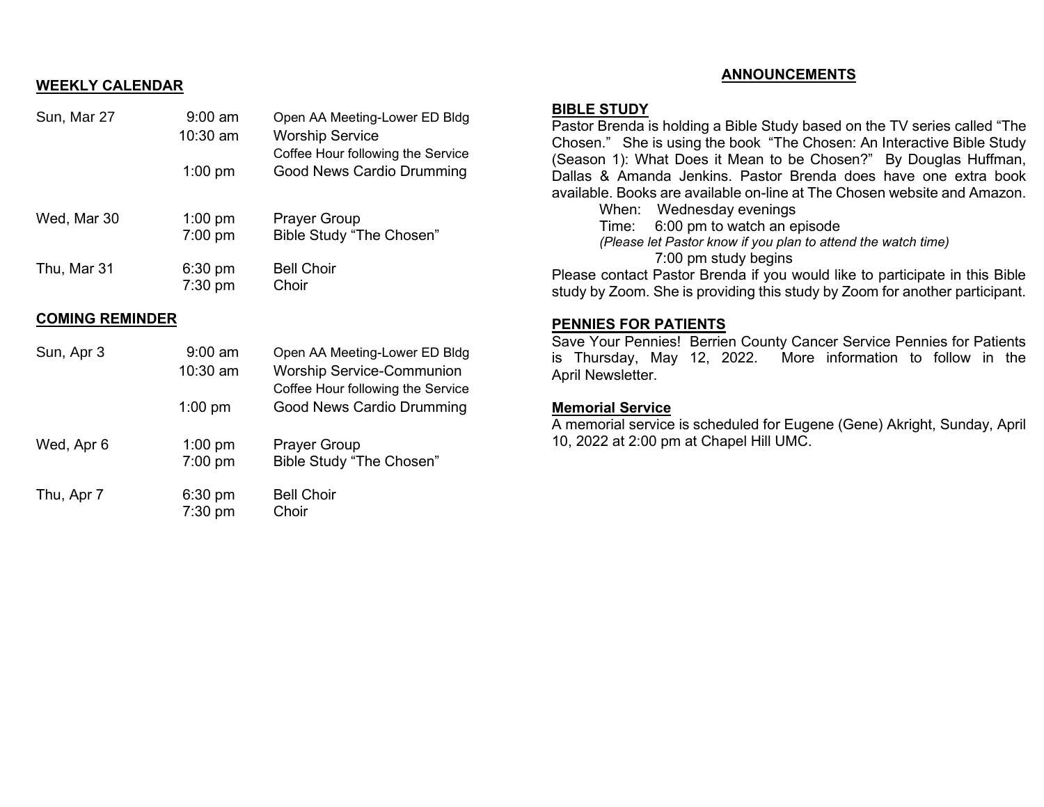## WEEKLY CALENDAR

| | | |
|---|---|---|
| Sun, Mar 27 | 9:00 am | Open AA Meeting-Lower ED Bldg |
| | 10:30 am | Worship Service |
| | | Coffee Hour following the Service |
| | 1:00 pm | Good News Cardio Drumming |
| Wed, Mar 30 | 1:00 pm | Prayer Group |
| | 7:00 pm | Bible Study "The Chosen" |
| Thu, Mar 31 | 6:30 pm | Bell Choir |
| | 7:30 pm | Choir |

## COMING REMINDER

| | | |
|---|---|---|
| Sun, Apr 3 | 9:00 am | Open AA Meeting-Lower ED Bldg |
| | 10:30 am | Worship Service-Communion |
| | | Coffee Hour following the Service |
| | 1:00 pm | Good News Cardio Drumming |
| Wed, Apr 6 | 1:00 pm | Prayer Group |
| | 7:00 pm | Bible Study "The Chosen" |
| Thu, Apr 7 | 6:30 pm | Bell Choir |
| | 7:30 pm | Choir |

## ANNOUNCEMENTS

### BIBLE STUDY

Pastor Brenda is holding a Bible Study based on the TV series called "The Chosen." She is using the book "The Chosen: An Interactive Bible Study (Season 1): What Does it Mean to be Chosen?" By Douglas Huffman, Dallas & Amanda Jenkins. Pastor Brenda does have one extra book available. Books are available on-line at The Chosen website and Amazon.

When: Wednesday evenings
Time: 6:00 pm to watch an episode
*(Please let Pastor know if you plan to attend the watch time)*
7:00 pm study begins

Please contact Pastor Brenda if you would like to participate in this Bible study by Zoom. She is providing this study by Zoom for another participant.

### PENNIES FOR PATIENTS

Save Your Pennies! Berrien County Cancer Service Pennies for Patients is Thursday, May 12, 2022. More information to follow in the April Newsletter.

### Memorial Service

A memorial service is scheduled for Eugene (Gene) Akright, Sunday, April 10, 2022 at 2:00 pm at Chapel Hill UMC.